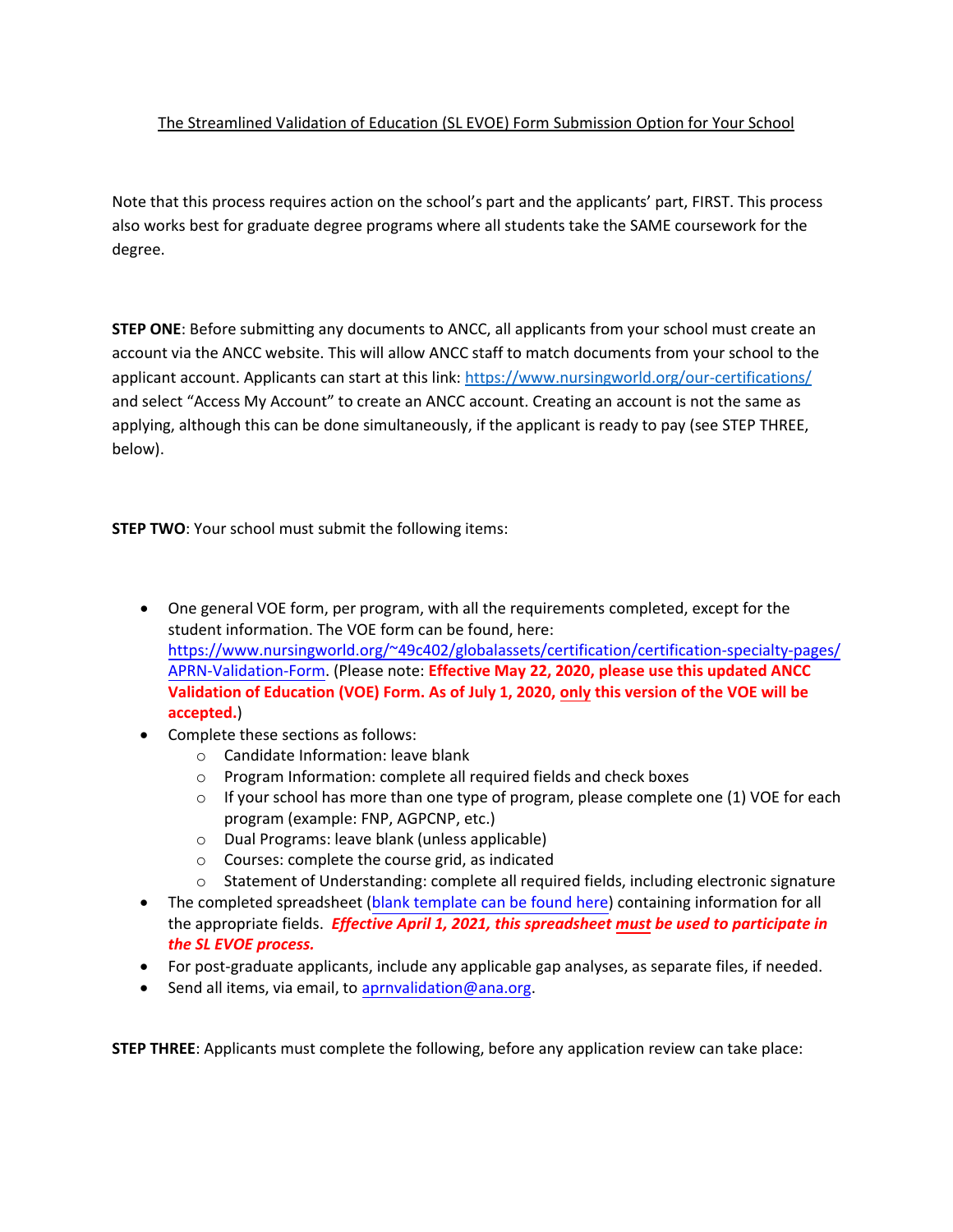# The Streamlined Validation of Education (SL EVOE) Form Submission Option for Your School

Note that this process requires action on the school's part and the applicants' part, FIRST. This process also works best for graduate degree programs where all students take the SAME coursework for the degree.

**STEP ONE**: Before submitting any documents to ANCC, all applicants from your school must create an account via the ANCC website. This will allow ANCC staff to match documents from your school to the applicant account. Applicants can start at this link: [https://www.nursingworld.org/our-certifications/](https://www.nursingworld.org/our-certifications/) and select "Access My Account" to create an ANCC account. Creating an account is not the same as applying, although this can be done simultaneously, if the applicant is ready to pay (see STEP THREE, below).

**STEP TWO**: Your school must submit the following items:

- One general VOE form, per program, with all the requirements completed, except for the student information. The VOE form can be found, here: [https://www.nursingworld.org/~49c402/globalassets/certification/certification-specialty-pages/APRN-Validation-Form](https://www.nursingworld.org/~49c402/globalassets/certification/certification-specialty-pages/APRN-Validation-Form). (Please note: **Effective May 22, 2020, please use this updated ANCC Validation of Education (VOE) Form. As of July 1, 2020, only this version of the VOE will be accepted.**)
- Complete these sections as follows:
  - Candidate Information: leave blank
  - Program Information: complete all required fields and check boxes
  - If your school has more than one type of program, please complete one (1) VOE for each program (example: FNP, AGPCNP, etc.)
  - Dual Programs: leave blank (unless applicable)
  - Courses: complete the course grid, as indicated
  - Statement of Understanding: complete all required fields, including electronic signature
- The completed spreadsheet (blank template can be found here) containing information for all the appropriate fields. ***Effective April 1, 2021, this spreadsheet must be used to participate in the SL EVOE process.***
- For post-graduate applicants, include any applicable gap analyses, as separate files, if needed.
- Send all items, via email, to [aprnvalidation@ana.org](mailto:aprnvalidation@ana.org).

**STEP THREE**: Applicants must complete the following, before any application review can take place: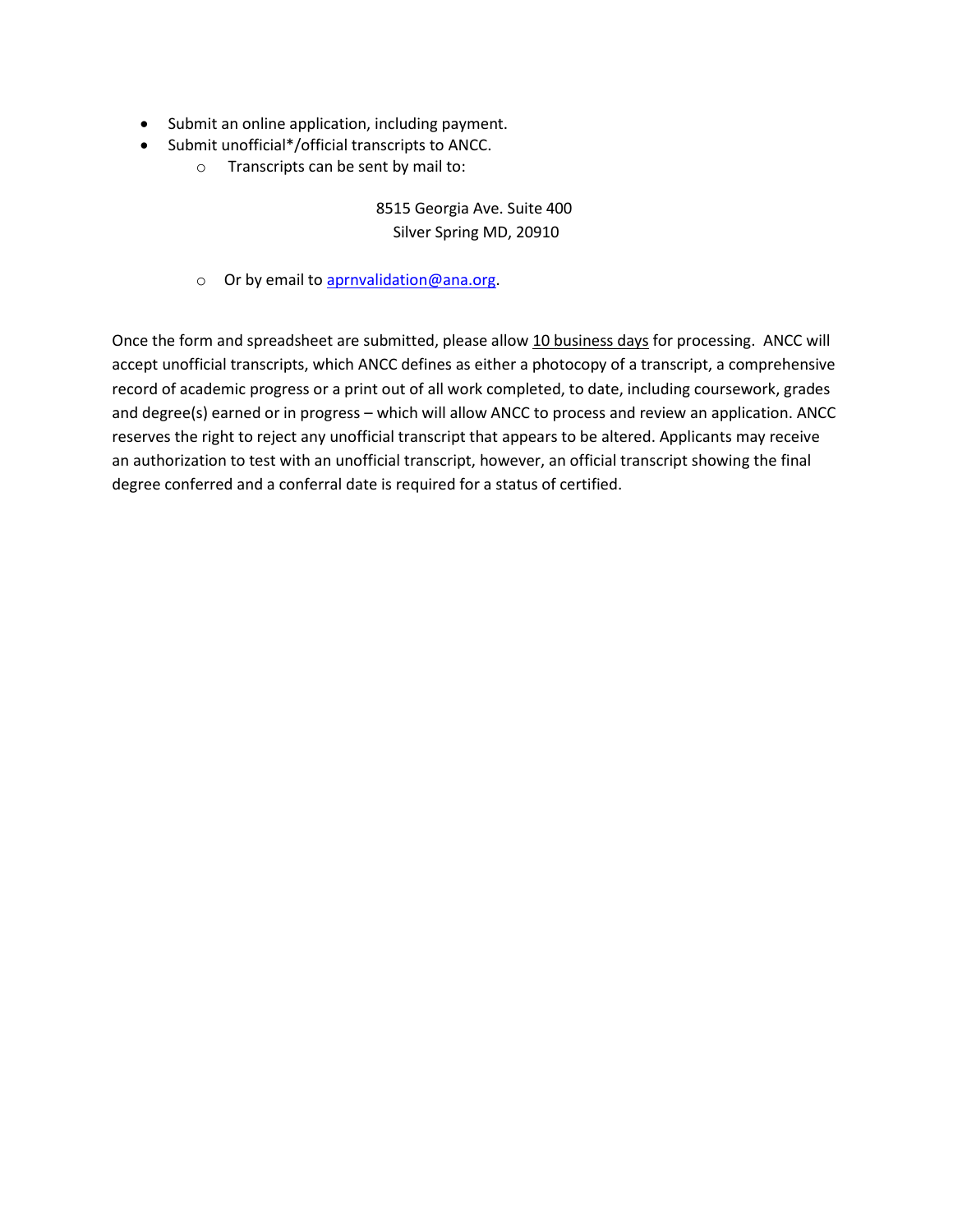- Submit an online application, including payment.
- Submit unofficial*/official transcripts to ANCC.
  - Transcripts can be sent by mail to:

    8515 Georgia Ave. Suite 400
    Silver Spring MD, 20910

  - Or by email to aprnvalidation@ana.org.

Once the form and spreadsheet are submitted, please allow 10 business days for processing. ANCC will accept unofficial transcripts, which ANCC defines as either a photocopy of a transcript, a comprehensive record of academic progress or a print out of all work completed, to date, including coursework, grades and degree(s) earned or in progress – which will allow ANCC to process and review an application. ANCC reserves the right to reject any unofficial transcript that appears to be altered. Applicants may receive an authorization to test with an unofficial transcript, however, an official transcript showing the final degree conferred and a conferral date is required for a status of certified.